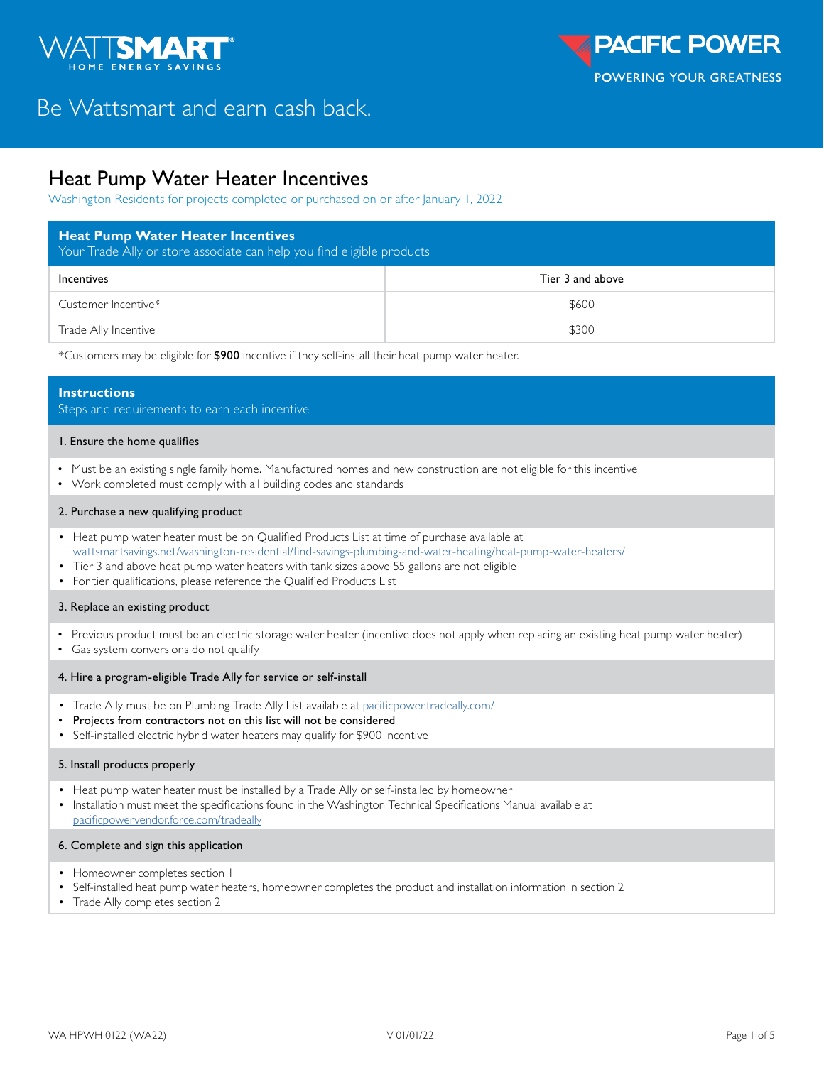WATTSMART® HOME ENERGY SAVINGS

PACIFIC POWER
POWERING YOUR GREATNESS

Be Wattsmart and earn cash back.

# Heat Pump Water Heater Incentives

Washington Residents for projects completed or purchased on or after January 1, 2022

## Heat Pump Water Heater Incentives

Your Trade Ally or store associate can help you find eligible products

| Incentives | Tier 3 and above |
|---|---|
| Customer Incentive* | $600 |
| Trade Ally Incentive | $300 |

*Customers may be eligible for **$900** incentive if they self-install their heat pump water heater.

## Instructions

Steps and requirements to earn each incentive

### 1. Ensure the home qualifies

- Must be an existing single family home. Manufactured homes and new construction are not eligible for this incentive
- Work completed must comply with all building codes and standards

### 2. Purchase a new qualifying product

- Heat pump water heater must be on Qualified Products List at time of purchase available at wattsmartsavings.net/washington-residential/find-savings-plumbing-and-water-heating/heat-pump-water-heaters/
- Tier 3 and above heat pump water heaters with tank sizes above 55 gallons are not eligible
- For tier qualifications, please reference the Qualified Products List

### 3. Replace an existing product

- Previous product must be an electric storage water heater (incentive does not apply when replacing an existing heat pump water heater)
- Gas system conversions do not qualify

### 4. Hire a program-eligible Trade Ally for service or self-install

- Trade Ally must be on Plumbing Trade Ally List available at pacificpower.tradeally.com/
- **Projects from contractors not on this list will not be considered**
- Self-installed electric hybrid water heaters may qualify for $900 incentive

### 5. Install products properly

- Heat pump water heater must be installed by a Trade Ally or self-installed by homeowner
- Installation must meet the specifications found in the Washington Technical Specifications Manual available at pacificpowervendor.force.com/tradeally

### 6. Complete and sign this application

- Homeowner completes section 1
- Self-installed heat pump water heaters, homeowner completes the product and installation information in section 2
- Trade Ally completes section 2

WA HPWH 0122 (WA22) V 01/01/22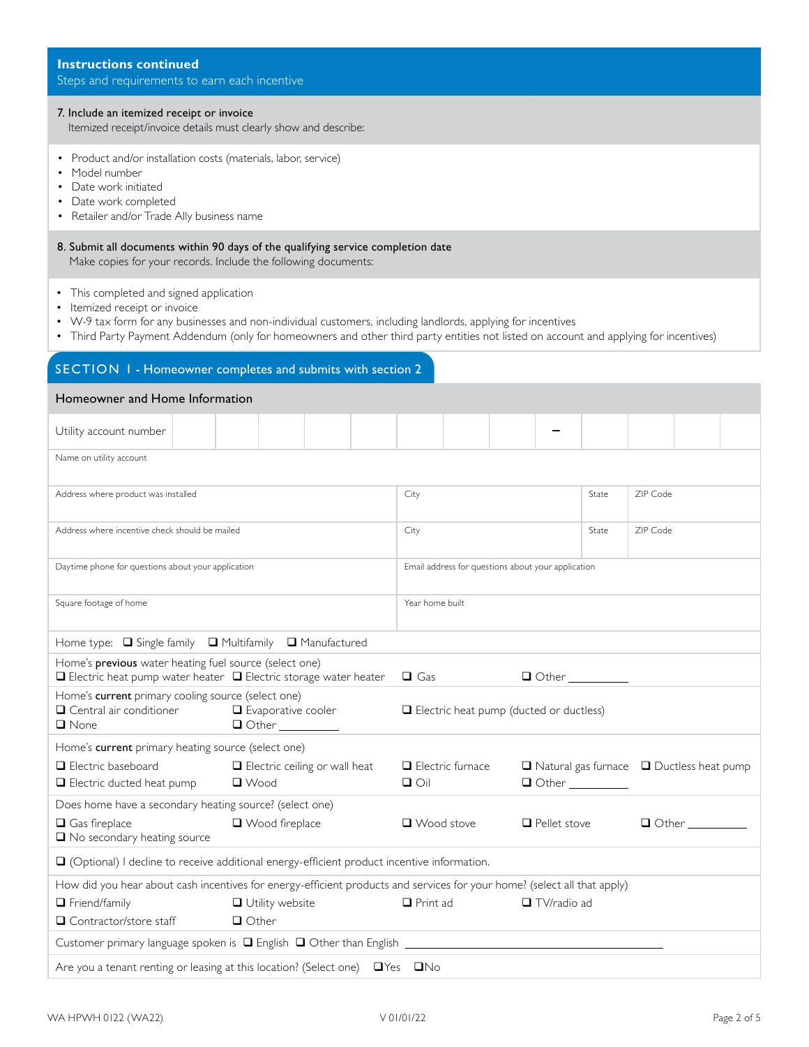## Instructions continued

Steps and requirements to earn each incentive

**7. Include an itemized receipt or invoice**

Itemized receipt/invoice details must clearly show and describe:

- Product and/or installation costs (materials, labor, service)
- Model number
- Date work initiated
- Date work completed
- Retailer and/or Trade Ally business name

**8. Submit all documents within 90 days of the qualifying service completion date**

Make copies for your records. Include the following documents:

- This completed and signed application
- Itemized receipt or invoice
- W-9 tax form for any businesses and non-individual customers, including landlords, applying for incentives
- Third Party Payment Addendum (only for homeowners and other third party entities not listed on account and applying for incentives)

## SECTION 1 - Homeowner completes and submits with section 2

### Homeowner and Home Information

Utility account number: ☐☐☐☐☐☐☐☐ – ☐☐☐☐

Name on utility account

| Address where product was installed | City | State | ZIP Code |
|---|---|---|---|
| | | | |

| Address where incentive check should be mailed | City | State | ZIP Code |
|---|---|---|---|
| | | | |

| Daytime phone for questions about your application | Email address for questions about your application |
|---|---|
| | |

| Square footage of home | Year home built |
|---|---|
| | |

Home type: ☐ Single family ☐ Multifamily ☐ Manufactured

Home's **previous** water heating fuel source (select one)
☐ Electric heat pump water heater ☐ Electric storage water heater ☐ Gas ☐ Other ________

Home's **current** primary cooling source (select one)
☐ Central air conditioner ☐ Evaporative cooler ☐ Electric heat pump (ducted or ductless)
☐ None ☐ Other ________

Home's **current** primary heating source (select one)
☐ Electric baseboard ☐ Electric ceiling or wall heat ☐ Electric furnace ☐ Natural gas furnace ☐ Ductless heat pump
☐ Electric ducted heat pump ☐ Wood ☐ Oil ☐ Other ________

Does home have a secondary heating source? (select one)
☐ Gas fireplace ☐ Wood fireplace ☐ Wood stove ☐ Pellet stove ☐ Other ________
☐ No secondary heating source

☐ (Optional) I decline to receive additional energy-efficient product incentive information.

How did you hear about cash incentives for energy-efficient products and services for your home? (select all that apply)
☐ Friend/family ☐ Utility website ☐ Print ad ☐ TV/radio ad
☐ Contractor/store staff ☐ Other

Customer primary language spoken is ☐ English ☐ Other than English ____________________

Are you a tenant renting or leasing at this location? (Select one) ☐Yes ☐No

WA HPWH 0122 (WA22) V 01/01/22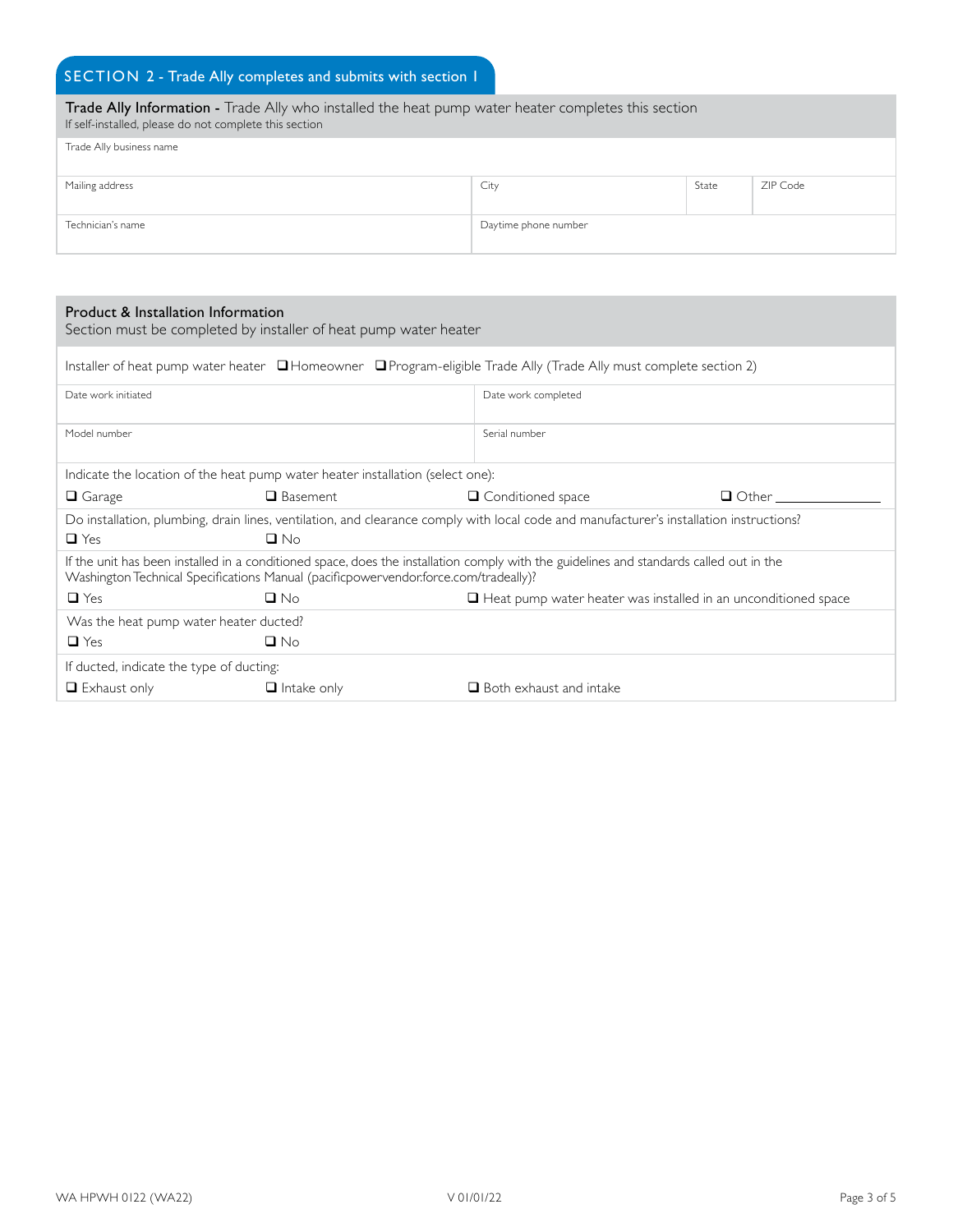## SECTION 2 - Trade Ally completes and submits with section 1

### Trade Ally Information - Trade Ally who installed the heat pump water heater completes this section

If self-installed, please do not complete this section

| Trade Ally business name | | | |
|---|---|---|---|
| Mailing address | City | State | ZIP Code |
| Technician's name | Daytime phone number | | |

### Product & Installation Information

Section must be completed by installer of heat pump water heater

Installer of heat pump water heater ❑ Homeowner ❑ Program-eligible Trade Ally (Trade Ally must complete section 2)

| Date work initiated | Date work completed |
|---|---|
| Model number | Serial number |

Indicate the location of the heat pump water heater installation (select one):

❑ Garage ❑ Basement ❑ Conditioned space ❑ Other ______________

Do installation, plumbing, drain lines, ventilation, and clearance comply with local code and manufacturer's installation instructions?

❑ Yes ❑ No

If the unit has been installed in a conditioned space, does the installation comply with the guidelines and standards called out in the Washington Technical Specifications Manual (pacificpowervendor.force.com/tradeally)?

❑ Yes ❑ No ❑ Heat pump water heater was installed in an unconditioned space

Was the heat pump water heater ducted?

❑ Yes ❑ No

If ducted, indicate the type of ducting:

❑ Exhaust only ❑ Intake only ❑ Both exhaust and intake

WA HPWH 0122 (WA22) V 01/01/22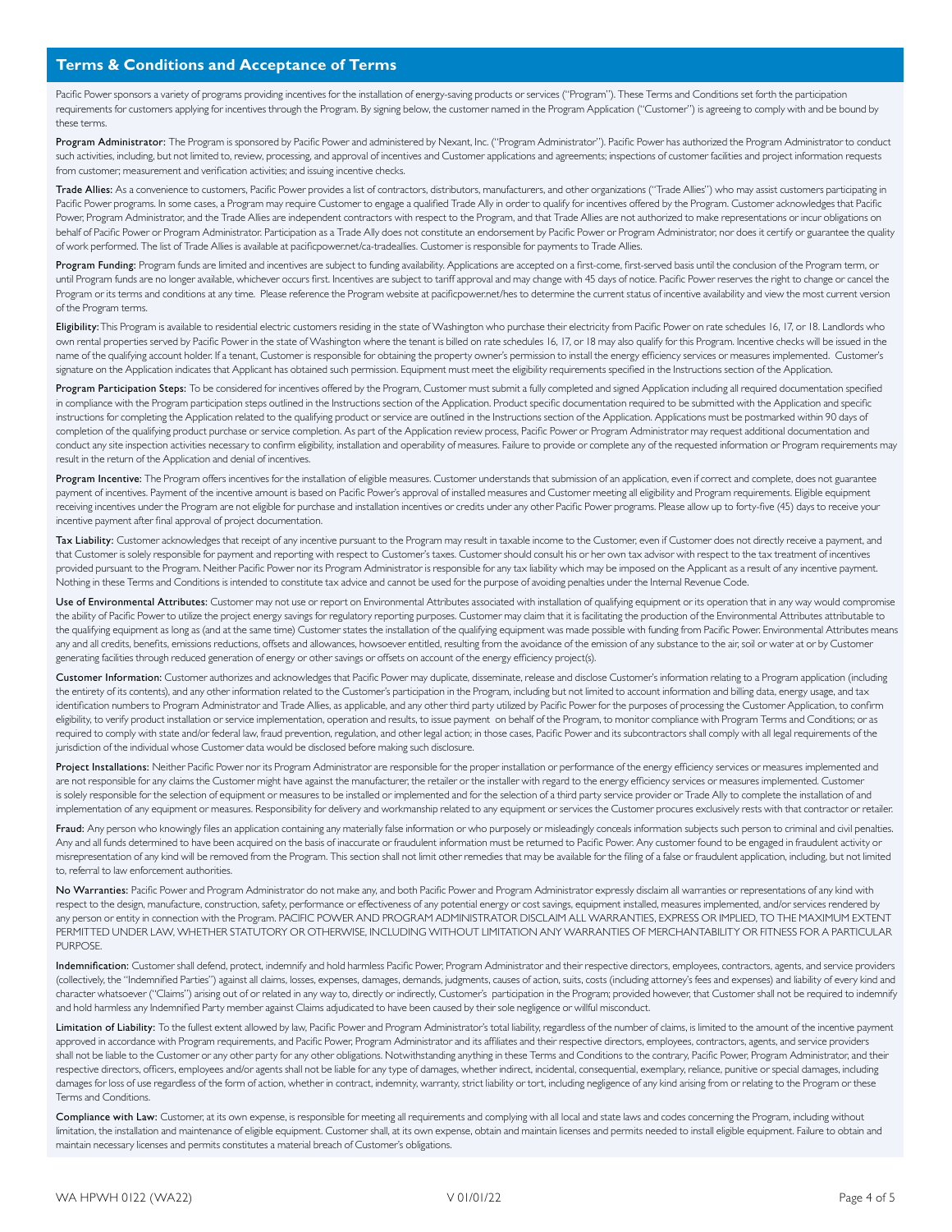## Terms & Conditions and Acceptance of Terms

Pacific Power sponsors a variety of programs providing incentives for the installation of energy-saving products or services ("Program"). These Terms and Conditions set forth the participation requirements for customers applying for incentives through the Program. By signing below, the customer named in the Program Application ("Customer") is agreeing to comply with and be bound by these terms.

**Program Administrator:** The Program is sponsored by Pacific Power and administered by Nexant, Inc. ("Program Administrator"). Pacific Power has authorized the Program Administrator to conduct such activities, including, but not limited to, review, processing, and approval of incentives and Customer applications and agreements; inspections of customer facilities and project information requests from customer; measurement and verification activities; and issuing incentive checks.

**Trade Allies:** As a convenience to customers, Pacific Power provides a list of contractors, distributors, manufacturers, and other organizations ("Trade Allies") who may assist customers participating in Pacific Power programs. In some cases, a Program may require Customer to engage a qualified Trade Ally in order to qualify for incentives offered by the Program. Customer acknowledges that Pacific Power, Program Administrator, and the Trade Allies are independent contractors with respect to the Program, and that Trade Allies are not authorized to make representations or incur obligations on behalf of Pacific Power or Program Administrator. Participation as a Trade Ally does not constitute an endorsement by Pacific Power or Program Administrator, nor does it certify or guarantee the quality of work performed. The list of Trade Allies is available at pacificpower.net/ca-tradeallies. Customer is responsible for payments to Trade Allies.

**Program Funding:** Program funds are limited and incentives are subject to funding availability. Applications are accepted on a first-come, first-served basis until the conclusion of the Program term, or until Program funds are no longer available, whichever occurs first. Incentives are subject to tariff approval and may change with 45 days of notice. Pacific Power reserves the right to change or cancel the Program or its terms and conditions at any time. Please reference the Program website at pacificpower.net/hes to determine the current status of incentive availability and view the most current version of the Program terms.

**Eligibility:** This Program is available to residential electric customers residing in the state of Washington who purchase their electricity from Pacific Power on rate schedules 16, 17, or 18. Landlords who own rental properties served by Pacific Power in the state of Washington where the tenant is billed on rate schedules 16, 17, or 18 may also qualify for this Program. Incentive checks will be issued in the name of the qualifying account holder. If a tenant, Customer is responsible for obtaining the property owner's permission to install the energy efficiency services or measures implemented. Customer's signature on the Application indicates that Applicant has obtained such permission. Equipment must meet the eligibility requirements specified in the Instructions section of the Application.

**Program Participation Steps:** To be considered for incentives offered by the Program, Customer must submit a fully completed and signed Application including all required documentation specified in compliance with the Program participation steps outlined in the Instructions section of the Application. Product specific documentation required to be submitted with the Application and specific instructions for completing the Application related to the qualifying product or service are outlined in the Instructions section of the Application. Applications must be postmarked within 90 days of completion of the qualifying product purchase or service completion. As part of the Application review process, Pacific Power or Program Administrator may request additional documentation and conduct any site inspection activities necessary to confirm eligibility, installation and operability of measures. Failure to provide or complete any of the requested information or Program requirements may result in the return of the Application and denial of incentives.

**Program Incentive:** The Program offers incentives for the installation of eligible measures. Customer understands that submission of an application, even if correct and complete, does not guarantee payment of incentives. Payment of the incentive amount is based on Pacific Power's approval of installed measures and Customer meeting all eligibility and Program requirements. Eligible equipment receiving incentives under the Program are not eligible for purchase and installation incentives or credits under any other Pacific Power programs. Please allow up to forty-five (45) days to receive your incentive payment after final approval of project documentation.

**Tax Liability:** Customer acknowledges that receipt of any incentive pursuant to the Program may result in taxable income to the Customer, even if Customer does not directly receive a payment, and that Customer is solely responsible for payment and reporting with respect to Customer's taxes. Customer should consult his or her own tax advisor with respect to the tax treatment of incentives provided pursuant to the Program. Neither Pacific Power nor its Program Administrator is responsible for any tax liability which may be imposed on the Applicant as a result of any incentive payment. Nothing in these Terms and Conditions is intended to constitute tax advice and cannot be used for the purpose of avoiding penalties under the Internal Revenue Code.

**Use of Environmental Attributes:** Customer may not use or report on Environmental Attributes associated with installation of qualifying equipment or its operation that in any way would compromise the ability of Pacific Power to utilize the project energy savings for regulatory reporting purposes. Customer may claim that it is facilitating the production of the Environmental Attributes attributable to the qualifying equipment as long as (and at the same time) Customer states the installation of the qualifying equipment was made possible with funding from Pacific Power. Environmental Attributes means any and all credits, benefits, emissions reductions, offsets and allowances, howsoever entitled, resulting from the avoidance of the emission of any substance to the air, soil or water at or by Customer generating facilities through reduced generation of energy or other savings or offsets on account of the energy efficiency project(s).

**Customer Information:** Customer authorizes and acknowledges that Pacific Power may duplicate, disseminate, release and disclose Customer's information relating to a Program application (including the entirety of its contents), and any other information related to the Customer's participation in the Program, including but not limited to account information and billing data, energy usage, and tax identification numbers to Program Administrator and Trade Allies, as applicable, and any other third party utilized by Pacific Power for the purposes of processing the Customer Application, to confirm eligibility, to verify product installation or service implementation, operation and results, to issue payment on behalf of the Program, to monitor compliance with Program Terms and Conditions; or as required to comply with state and/or federal law, fraud prevention, regulation, and other legal action; in those cases, Pacific Power and its subcontractors shall comply with all legal requirements of the jurisdiction of the individual whose Customer data would be disclosed before making such disclosure.

**Project Installations:** Neither Pacific Power nor its Program Administrator are responsible for the proper installation or performance of the energy efficiency services or measures implemented and are not responsible for any claims the Customer might have against the manufacturer, the retailer or the installer with regard to the energy efficiency services or measures implemented. Customer is solely responsible for the selection of equipment or measures to be installed or implemented and for the selection of a third party service provider or Trade Ally to complete the installation of and implementation of any equipment or measures. Responsibility for delivery and workmanship related to any equipment or services the Customer procures exclusively rests with that contractor or retailer.

**Fraud:** Any person who knowingly files an application containing any materially false information or who purposely or misleadingly conceals information subjects such person to criminal and civil penalties. Any and all funds determined to have been acquired on the basis of inaccurate or fraudulent information must be returned to Pacific Power. Any customer found to be engaged in fraudulent activity or misrepresentation of any kind will be removed from the Program. This section shall not limit other remedies that may be available for the filing of a false or fraudulent application, including, but not limited to, referral to law enforcement authorities.

**No Warranties:** Pacific Power and Program Administrator do not make any, and both Pacific Power and Program Administrator expressly disclaim all warranties or representations of any kind with respect to the design, manufacture, construction, safety, performance or effectiveness of any potential energy or cost savings, equipment installed, measures implemented, and/or services rendered by any person or entity in connection with the Program. PACIFIC POWER AND PROGRAM ADMINISTRATOR DISCLAIM ALL WARRANTIES, EXPRESS OR IMPLIED, TO THE MAXIMUM EXTENT PERMITTED UNDER LAW, WHETHER STATUTORY OR OTHERWISE, INCLUDING WITHOUT LIMITATION ANY WARRANTIES OF MERCHANTABILITY OR FITNESS FOR A PARTICULAR PURPOSE.

**Indemnification:** Customer shall defend, protect, indemnify and hold harmless Pacific Power, Program Administrator and their respective directors, employees, contractors, agents, and service providers (collectively, the "Indemnified Parties") against all claims, losses, expenses, damages, demands, judgments, causes of action, suits, costs (including attorney's fees and expenses) and liability of every kind and character whatsoever ("Claims") arising out of or related in any way to, directly or indirectly, Customer's participation in the Program; provided however, that Customer shall not be required to indemnify and hold harmless any Indemnified Party member against Claims adjudicated to have been caused by their sole negligence or willful misconduct.

**Limitation of Liability:** To the fullest extent allowed by law, Pacific Power and Program Administrator's total liability, regardless of the number of claims, is limited to the amount of the incentive payment approved in accordance with Program requirements, and Pacific Power, Program Administrator and its affiliates and their respective directors, employees, contractors, agents, and service providers shall not be liable to the Customer or any other party for any other obligations. Notwithstanding anything in these Terms and Conditions to the contrary, Pacific Power, Program Administrator, and their respective directors, officers, employees and/or agents shall not be liable for any type of damages, whether indirect, incidental, consequential, exemplary, reliance, punitive or special damages, including damages for loss of use regardless of the form of action, whether in contract, indemnity, warranty, strict liability or tort, including negligence of any kind arising from or relating to the Program or these Terms and Conditions.

**Compliance with Law:** Customer, at its own expense, is responsible for meeting all requirements and complying with all local and state laws and codes concerning the Program, including without limitation, the installation and maintenance of eligible equipment. Customer shall, at its own expense, obtain and maintain licenses and permits needed to install eligible equipment. Failure to obtain and maintain necessary licenses and permits constitutes a material breach of Customer's obligations.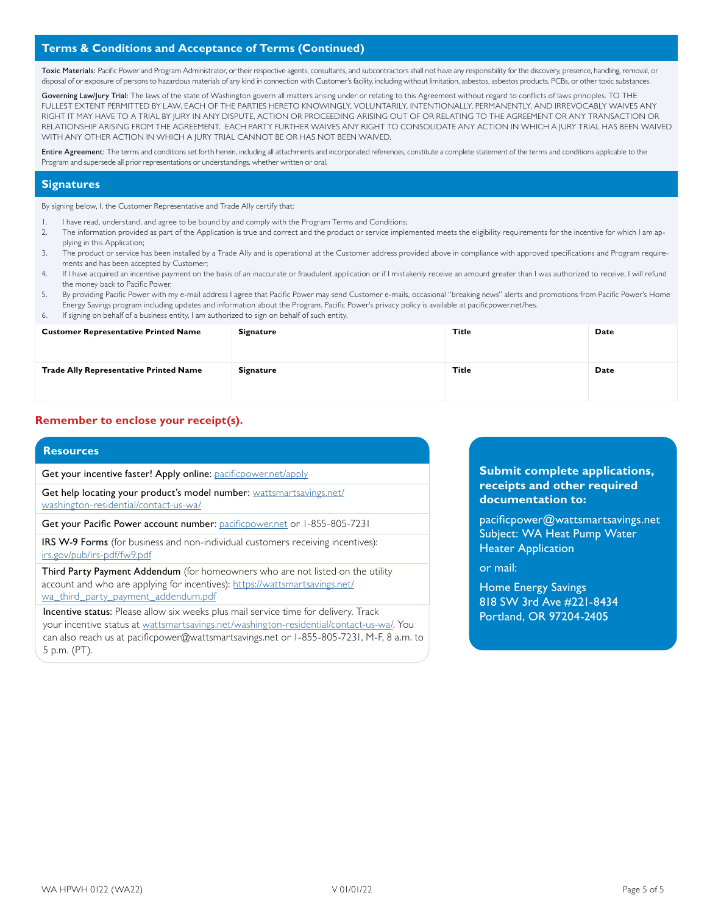## Terms & Conditions and Acceptance of Terms (Continued)

**Toxic Materials:** Pacific Power and Program Administrator, or their respective agents, consultants, and subcontractors shall not have any responsibility for the discovery, presence, handling, removal, or disposal of or exposure of persons to hazardous materials of any kind in connection with Customer's facility, including without limitation, asbestos, asbestos products, PCBs, or other toxic substances.

**Governing Law/Jury Trial:** The laws of the state of Washington govern all matters arising under or relating to this Agreement without regard to conflicts of laws principles. TO THE FULLEST EXTENT PERMITTED BY LAW, EACH OF THE PARTIES HERETO KNOWINGLY, VOLUNTARILY, INTENTIONALLY, PERMANENTLY, AND IRREVOCABLY WAIVES ANY RIGHT IT MAY HAVE TO A TRIAL BY JURY IN ANY DISPUTE, ACTION OR PROCEEDING ARISING OUT OF OR RELATING TO THE AGREEMENT OR ANY TRANSACTION OR RELATIONSHIP ARISING FROM THE AGREEMENT. EACH PARTY FURTHER WAIVES ANY RIGHT TO CONSOLIDATE ANY ACTION IN WHICH A JURY TRIAL HAS BEEN WAIVED WITH ANY OTHER ACTION IN WHICH A JURY TRIAL CANNOT BE OR HAS NOT BEEN WAIVED.

**Entire Agreement:** The terms and conditions set forth herein, including all attachments and incorporated references, constitute a complete statement of the terms and conditions applicable to the Program and supersede all prior representations or understandings, whether written or oral.

## Signatures

By signing below, I, the Customer Representative and Trade Ally certify that:

1. I have read, understand, and agree to be bound by and comply with the Program Terms and Conditions;
2. The information provided as part of the Application is true and correct and the product or service implemented meets the eligibility requirements for the incentive for which I am applying in this Application;
3. The product or service has been installed by a Trade Ally and is operational at the Customer address provided above in compliance with approved specifications and Program requirements and has been accepted by Customer;
4. If I have acquired an incentive payment on the basis of an inaccurate or fraudulent application or if I mistakenly receive an amount greater than I was authorized to receive, I will refund the money back to Pacific Power.
5. By providing Pacific Power with my e-mail address I agree that Pacific Power may send Customer e-mails, occasional "breaking news" alerts and promotions from Pacific Power's Home Energy Savings program including updates and information about the Program. Pacific Power's privacy policy is available at pacificpower.net/hes.
6. If signing on behalf of a business entity, I am authorized to sign on behalf of such entity.

| Customer Representative Printed Name | Signature | Title | Date |
|---|---|---|---|
| | | | |
| **Trade Ally Representative Printed Name** | **Signature** | **Title** | **Date** |
| | | | |

**Remember to enclose your receipt(s).**

### Resources

Get your incentive faster! Apply online: pacificpower.net/apply

Get help locating your product's model number: wattsmartsavings.net/washington-residential/contact-us-wa/

Get your Pacific Power account number: pacificpower.net or 1-855-805-7231

**IRS W-9 Forms** (for business and non-individual customers receiving incentives): irs.gov/pub/irs-pdf/fw9.pdf

**Third Party Payment Addendum** (for homeowners who are not listed on the utility account and who are applying for incentives): https://wattsmartsavings.net/wa_third_party_payment_addendum.pdf

**Incentive status:** Please allow six weeks plus mail service time for delivery. Track your incentive status at wattsmartsavings.net/washington-residential/contact-us-wa/. You can also reach us at pacificpower@wattsmartsavings.net or 1-855-805-7231, M-F, 8 a.m. to 5 p.m. (PT).

**Submit complete applications, receipts and other required documentation to:**

pacificpower@wattsmartsavings.net
Subject: WA Heat Pump Water Heater Application

or mail:

Home Energy Savings
818 SW 3rd Ave #221-8434
Portland, OR 97204-2405

WA HPWH 0122 (WA22) V 01/01/22